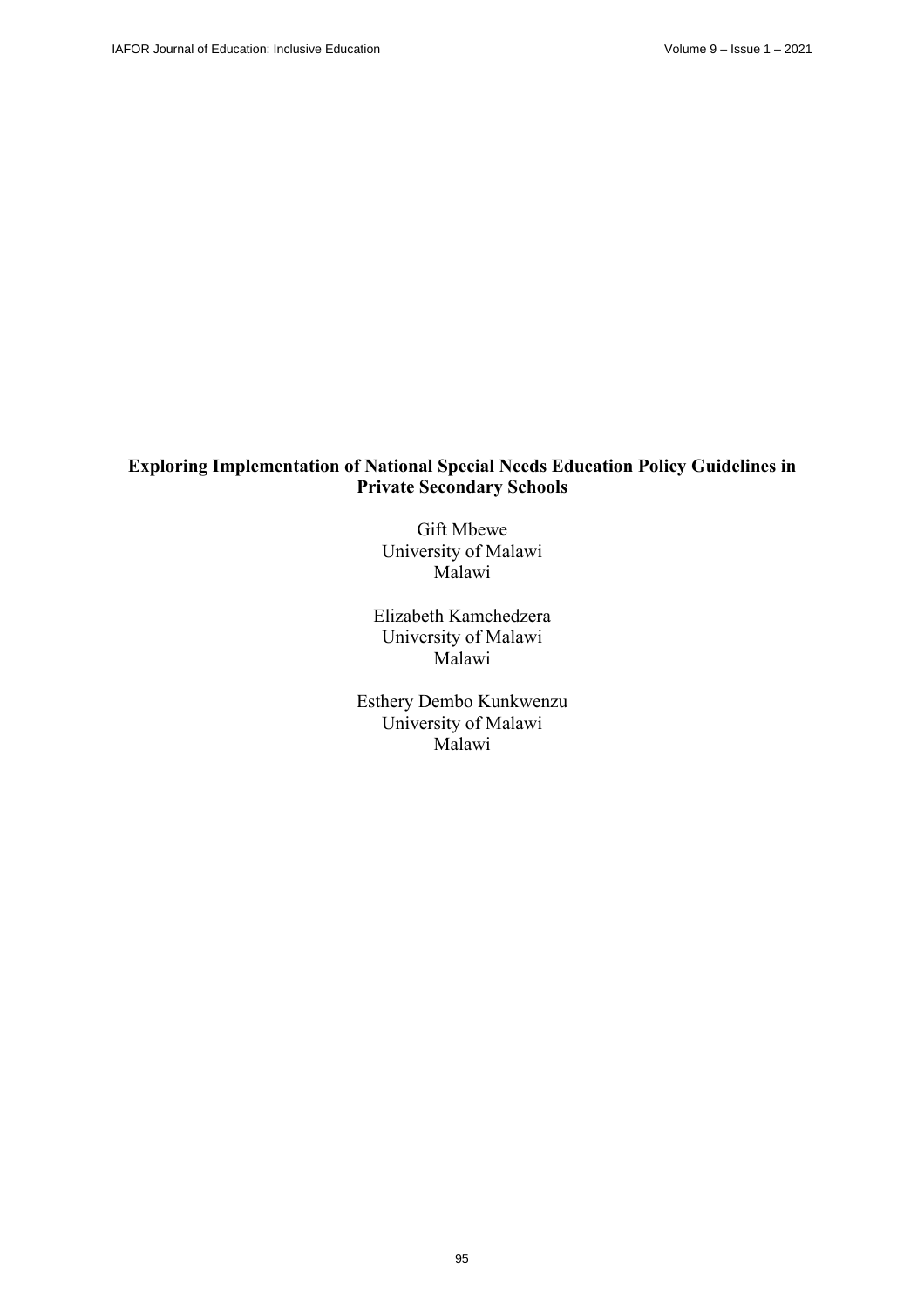# Exploring Implementation of National Special Needs Education Policy Guidelines in Private Secondary Schools

Gift Mbewe
University of Malawi
Malawi

Elizabeth Kamchedzera
University of Malawi
Malawi

Esthery Dembo Kunkwenzu
University of Malawi
Malawi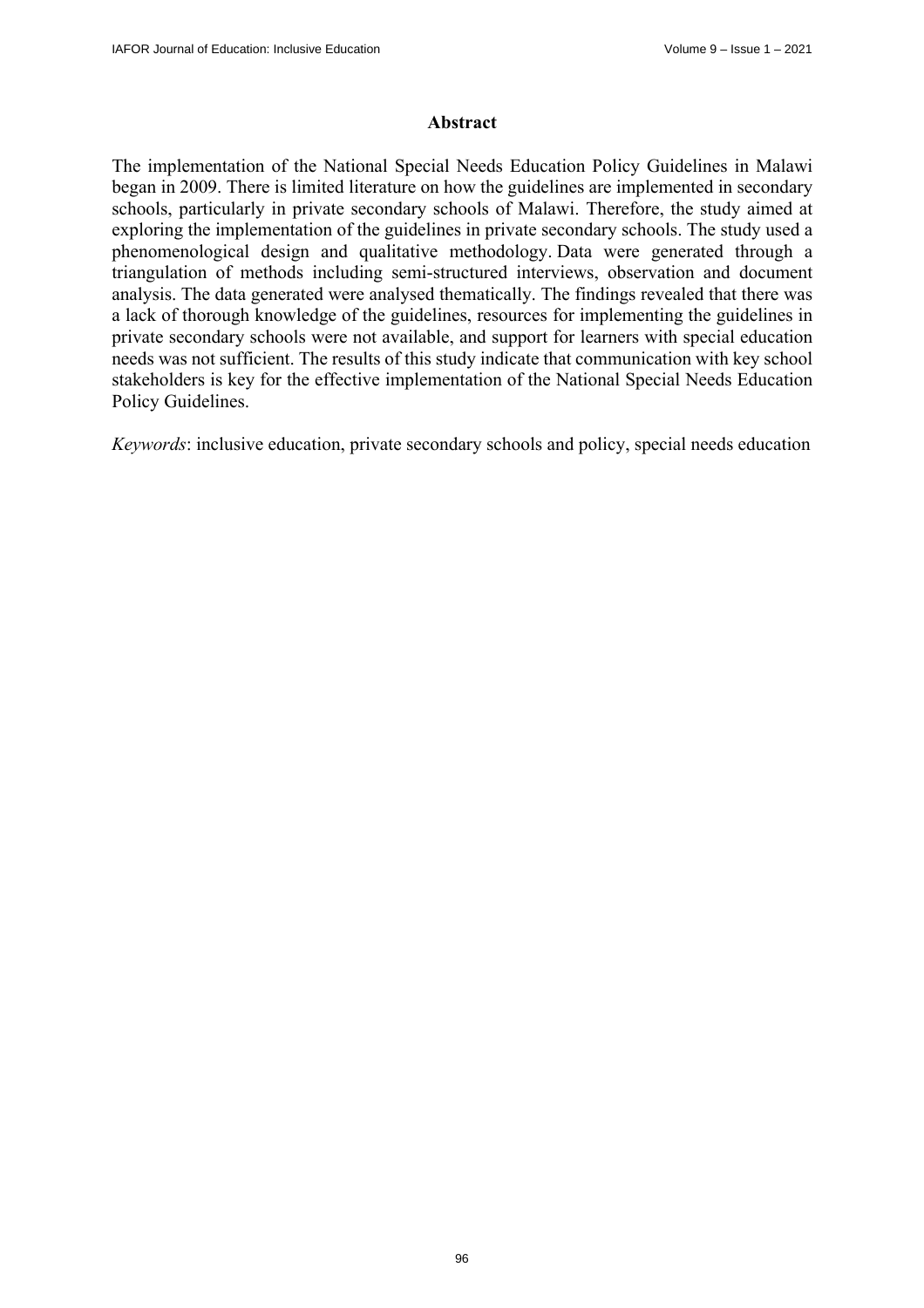## Abstract

The implementation of the National Special Needs Education Policy Guidelines in Malawi began in 2009. There is limited literature on how the guidelines are implemented in secondary schools, particularly in private secondary schools of Malawi. Therefore, the study aimed at exploring the implementation of the guidelines in private secondary schools. The study used a phenomenological design and qualitative methodology. Data were generated through a triangulation of methods including semi-structured interviews, observation and document analysis. The data generated were analysed thematically. The findings revealed that there was a lack of thorough knowledge of the guidelines, resources for implementing the guidelines in private secondary schools were not available, and support for learners with special education needs was not sufficient. The results of this study indicate that communication with key school stakeholders is key for the effective implementation of the National Special Needs Education Policy Guidelines.

*Keywords*: inclusive education, private secondary schools and policy, special needs education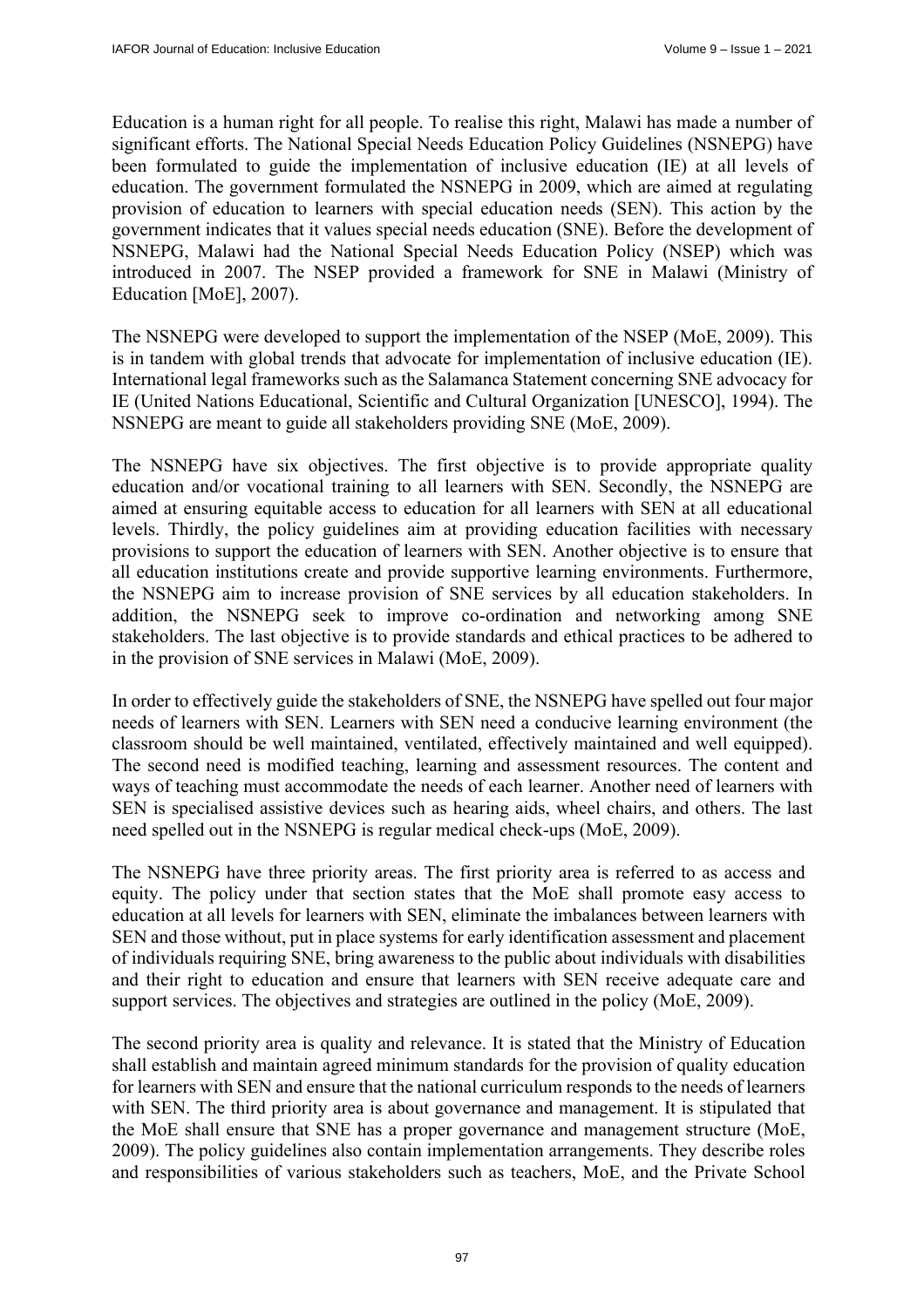Education is a human right for all people. To realise this right, Malawi has made a number of significant efforts. The National Special Needs Education Policy Guidelines (NSNEPG) have been formulated to guide the implementation of inclusive education (IE) at all levels of education. The government formulated the NSNEPG in 2009, which are aimed at regulating provision of education to learners with special education needs (SEN). This action by the government indicates that it values special needs education (SNE). Before the development of NSNEPG, Malawi had the National Special Needs Education Policy (NSEP) which was introduced in 2007. The NSEP provided a framework for SNE in Malawi (Ministry of Education [MoE], 2007).

The NSNEPG were developed to support the implementation of the NSEP (MoE, 2009). This is in tandem with global trends that advocate for implementation of inclusive education (IE). International legal frameworks such as the Salamanca Statement concerning SNE advocacy for IE (United Nations Educational, Scientific and Cultural Organization [UNESCO], 1994). The NSNEPG are meant to guide all stakeholders providing SNE (MoE, 2009).

The NSNEPG have six objectives. The first objective is to provide appropriate quality education and/or vocational training to all learners with SEN. Secondly, the NSNEPG are aimed at ensuring equitable access to education for all learners with SEN at all educational levels. Thirdly, the policy guidelines aim at providing education facilities with necessary provisions to support the education of learners with SEN. Another objective is to ensure that all education institutions create and provide supportive learning environments. Furthermore, the NSNEPG aim to increase provision of SNE services by all education stakeholders. In addition, the NSNEPG seek to improve co-ordination and networking among SNE stakeholders. The last objective is to provide standards and ethical practices to be adhered to in the provision of SNE services in Malawi (MoE, 2009).

In order to effectively guide the stakeholders of SNE, the NSNEPG have spelled out four major needs of learners with SEN. Learners with SEN need a conducive learning environment (the classroom should be well maintained, ventilated, effectively maintained and well equipped). The second need is modified teaching, learning and assessment resources. The content and ways of teaching must accommodate the needs of each learner. Another need of learners with SEN is specialised assistive devices such as hearing aids, wheel chairs, and others. The last need spelled out in the NSNEPG is regular medical check-ups (MoE, 2009).

The NSNEPG have three priority areas. The first priority area is referred to as access and equity. The policy under that section states that the MoE shall promote easy access to education at all levels for learners with SEN, eliminate the imbalances between learners with SEN and those without, put in place systems for early identification assessment and placement of individuals requiring SNE, bring awareness to the public about individuals with disabilities and their right to education and ensure that learners with SEN receive adequate care and support services. The objectives and strategies are outlined in the policy (MoE, 2009).

The second priority area is quality and relevance. It is stated that the Ministry of Education shall establish and maintain agreed minimum standards for the provision of quality education for learners with SEN and ensure that the national curriculum responds to the needs of learners with SEN. The third priority area is about governance and management. It is stipulated that the MoE shall ensure that SNE has a proper governance and management structure (MoE, 2009). The policy guidelines also contain implementation arrangements. They describe roles and responsibilities of various stakeholders such as teachers, MoE, and the Private School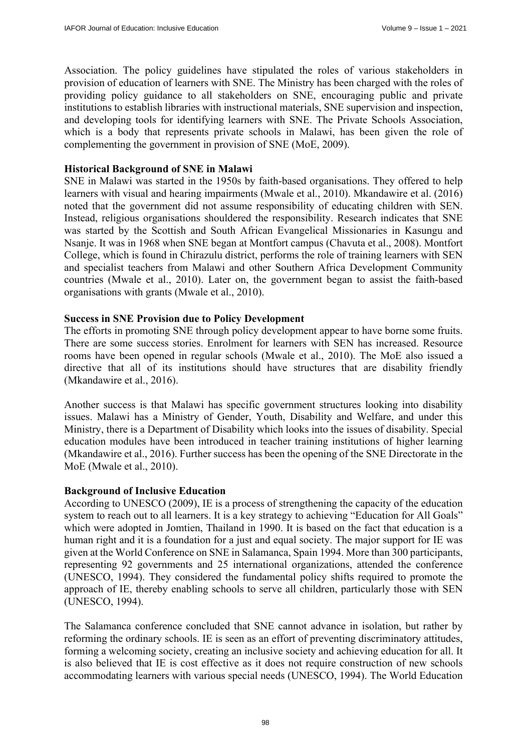Association. The policy guidelines have stipulated the roles of various stakeholders in provision of education of learners with SNE. The Ministry has been charged with the roles of providing policy guidance to all stakeholders on SNE, encouraging public and private institutions to establish libraries with instructional materials, SNE supervision and inspection, and developing tools for identifying learners with SNE. The Private Schools Association, which is a body that represents private schools in Malawi, has been given the role of complementing the government in provision of SNE (MoE, 2009).

**Historical Background of SNE in Malawi**

SNE in Malawi was started in the 1950s by faith-based organisations. They offered to help learners with visual and hearing impairments (Mwale et al., 2010). Mkandawire et al. (2016) noted that the government did not assume responsibility of educating children with SEN. Instead, religious organisations shouldered the responsibility. Research indicates that SNE was started by the Scottish and South African Evangelical Missionaries in Kasungu and Nsanje. It was in 1968 when SNE began at Montfort campus (Chavuta et al., 2008). Montfort College, which is found in Chirazulu district, performs the role of training learners with SEN and specialist teachers from Malawi and other Southern Africa Development Community countries (Mwale et al., 2010). Later on, the government began to assist the faith-based organisations with grants (Mwale et al., 2010).

**Success in SNE Provision due to Policy Development**

The efforts in promoting SNE through policy development appear to have borne some fruits. There are some success stories. Enrolment for learners with SEN has increased. Resource rooms have been opened in regular schools (Mwale et al., 2010). The MoE also issued a directive that all of its institutions should have structures that are disability friendly (Mkandawire et al., 2016).

Another success is that Malawi has specific government structures looking into disability issues. Malawi has a Ministry of Gender, Youth, Disability and Welfare, and under this Ministry, there is a Department of Disability which looks into the issues of disability. Special education modules have been introduced in teacher training institutions of higher learning (Mkandawire et al., 2016). Further success has been the opening of the SNE Directorate in the MoE (Mwale et al., 2010).

**Background of Inclusive Education**

According to UNESCO (2009), IE is a process of strengthening the capacity of the education system to reach out to all learners. It is a key strategy to achieving "Education for All Goals" which were adopted in Jomtien, Thailand in 1990. It is based on the fact that education is a human right and it is a foundation for a just and equal society. The major support for IE was given at the World Conference on SNE in Salamanca, Spain 1994. More than 300 participants, representing 92 governments and 25 international organizations, attended the conference (UNESCO, 1994). They considered the fundamental policy shifts required to promote the approach of IE, thereby enabling schools to serve all children, particularly those with SEN (UNESCO, 1994).

The Salamanca conference concluded that SNE cannot advance in isolation, but rather by reforming the ordinary schools. IE is seen as an effort of preventing discriminatory attitudes, forming a welcoming society, creating an inclusive society and achieving education for all. It is also believed that IE is cost effective as it does not require construction of new schools accommodating learners with various special needs (UNESCO, 1994). The World Education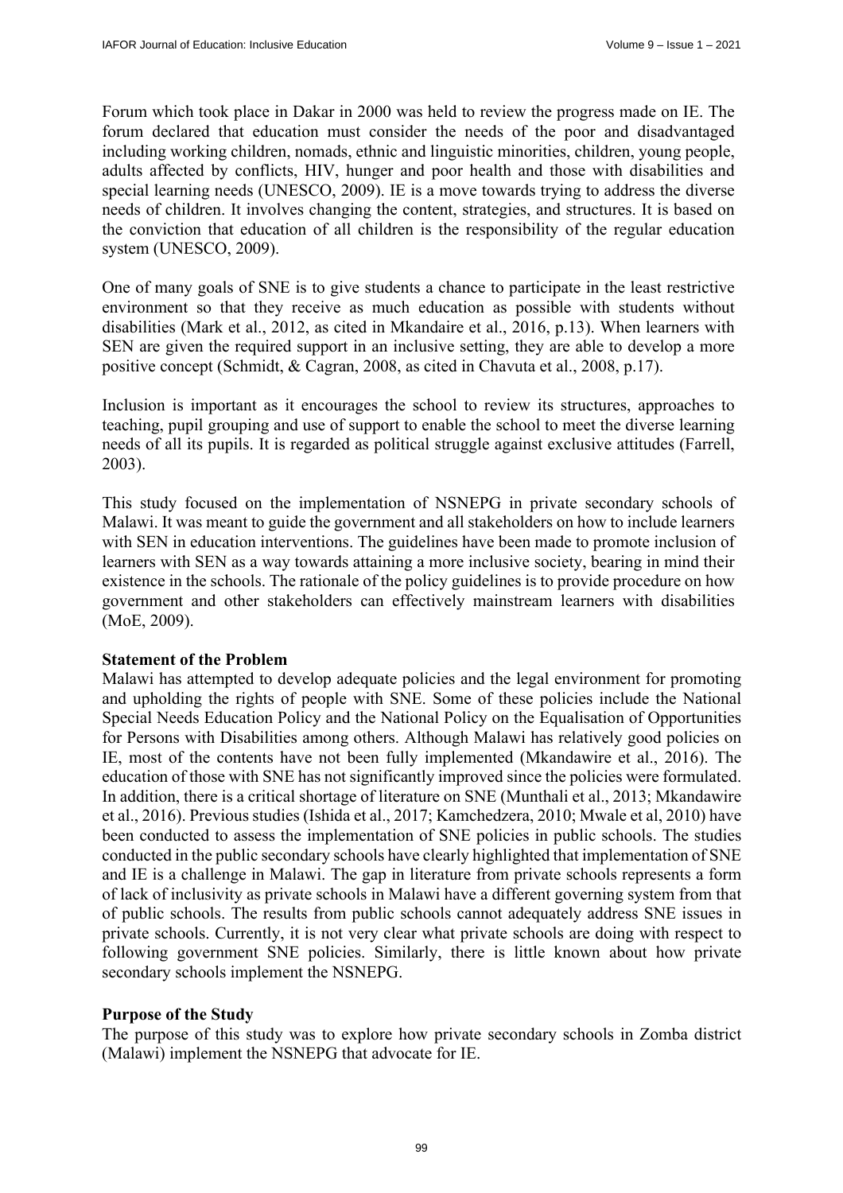Forum which took place in Dakar in 2000 was held to review the progress made on IE. The forum declared that education must consider the needs of the poor and disadvantaged including working children, nomads, ethnic and linguistic minorities, children, young people, adults affected by conflicts, HIV, hunger and poor health and those with disabilities and special learning needs (UNESCO, 2009). IE is a move towards trying to address the diverse needs of children. It involves changing the content, strategies, and structures. It is based on the conviction that education of all children is the responsibility of the regular education system (UNESCO, 2009).

One of many goals of SNE is to give students a chance to participate in the least restrictive environment so that they receive as much education as possible with students without disabilities (Mark et al., 2012, as cited in Mkandaire et al., 2016, p.13). When learners with SEN are given the required support in an inclusive setting, they are able to develop a more positive concept (Schmidt, & Cagran, 2008, as cited in Chavuta et al., 2008, p.17).

Inclusion is important as it encourages the school to review its structures, approaches to teaching, pupil grouping and use of support to enable the school to meet the diverse learning needs of all its pupils. It is regarded as political struggle against exclusive attitudes (Farrell, 2003).

This study focused on the implementation of NSNEPG in private secondary schools of Malawi. It was meant to guide the government and all stakeholders on how to include learners with SEN in education interventions. The guidelines have been made to promote inclusion of learners with SEN as a way towards attaining a more inclusive society, bearing in mind their existence in the schools. The rationale of the policy guidelines is to provide procedure on how government and other stakeholders can effectively mainstream learners with disabilities (MoE, 2009).

**Statement of the Problem**

Malawi has attempted to develop adequate policies and the legal environment for promoting and upholding the rights of people with SNE. Some of these policies include the National Special Needs Education Policy and the National Policy on the Equalisation of Opportunities for Persons with Disabilities among others. Although Malawi has relatively good policies on IE, most of the contents have not been fully implemented (Mkandawire et al., 2016). The education of those with SNE has not significantly improved since the policies were formulated. In addition, there is a critical shortage of literature on SNE (Munthali et al., 2013; Mkandawire et al., 2016). Previous studies (Ishida et al., 2017; Kamchedzera, 2010; Mwale et al, 2010) have been conducted to assess the implementation of SNE policies in public schools. The studies conducted in the public secondary schools have clearly highlighted that implementation of SNE and IE is a challenge in Malawi. The gap in literature from private schools represents a form of lack of inclusivity as private schools in Malawi have a different governing system from that of public schools. The results from public schools cannot adequately address SNE issues in private schools. Currently, it is not very clear what private schools are doing with respect to following government SNE policies. Similarly, there is little known about how private secondary schools implement the NSNEPG.

**Purpose of the Study**

The purpose of this study was to explore how private secondary schools in Zomba district (Malawi) implement the NSNEPG that advocate for IE.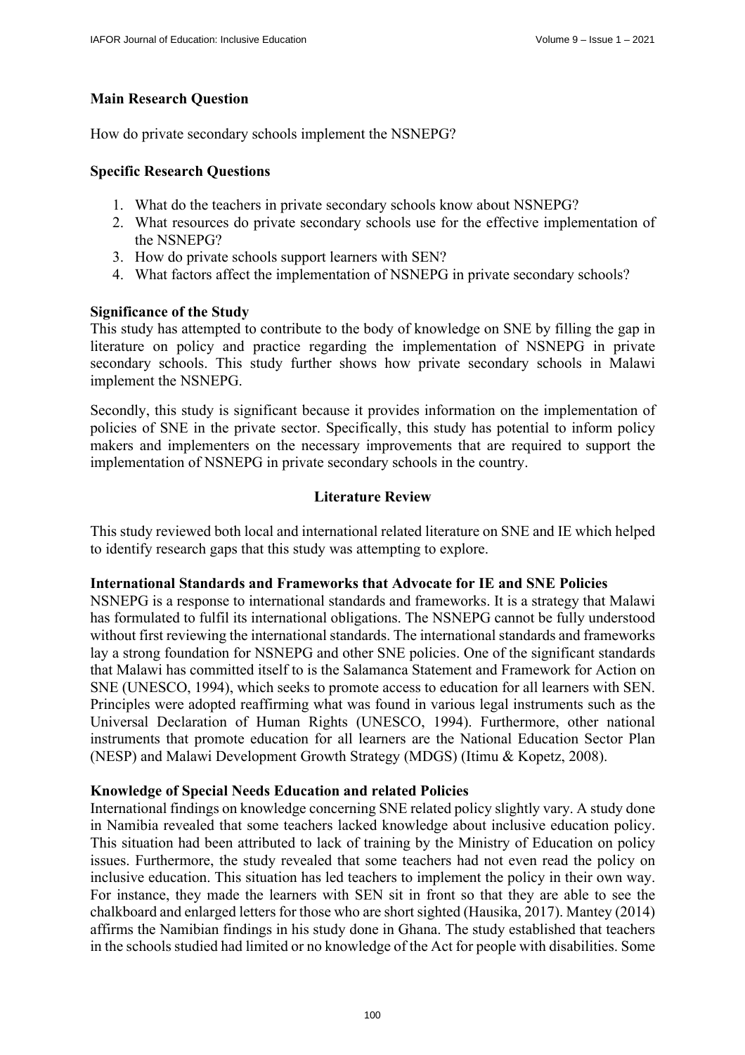**Main Research Question**

How do private secondary schools implement the NSNEPG?

**Specific Research Questions**

1. What do the teachers in private secondary schools know about NSNEPG?
2. What resources do private secondary schools use for the effective implementation of the NSNEPG?
3. How do private schools support learners with SEN?
4. What factors affect the implementation of NSNEPG in private secondary schools?

**Significance of the Study**

This study has attempted to contribute to the body of knowledge on SNE by filling the gap in literature on policy and practice regarding the implementation of NSNEPG in private secondary schools. This study further shows how private secondary schools in Malawi implement the NSNEPG.

Secondly, this study is significant because it provides information on the implementation of policies of SNE in the private sector. Specifically, this study has potential to inform policy makers and implementers on the necessary improvements that are required to support the implementation of NSNEPG in private secondary schools in the country.

## Literature Review

This study reviewed both local and international related literature on SNE and IE which helped to identify research gaps that this study was attempting to explore.

**International Standards and Frameworks that Advocate for IE and SNE Policies**

NSNEPG is a response to international standards and frameworks. It is a strategy that Malawi has formulated to fulfil its international obligations. The NSNEPG cannot be fully understood without first reviewing the international standards. The international standards and frameworks lay a strong foundation for NSNEPG and other SNE policies. One of the significant standards that Malawi has committed itself to is the Salamanca Statement and Framework for Action on SNE (UNESCO, 1994), which seeks to promote access to education for all learners with SEN. Principles were adopted reaffirming what was found in various legal instruments such as the Universal Declaration of Human Rights (UNESCO, 1994). Furthermore, other national instruments that promote education for all learners are the National Education Sector Plan (NESP) and Malawi Development Growth Strategy (MDGS) (Itimu & Kopetz, 2008).

**Knowledge of Special Needs Education and related Policies**

International findings on knowledge concerning SNE related policy slightly vary. A study done in Namibia revealed that some teachers lacked knowledge about inclusive education policy. This situation had been attributed to lack of training by the Ministry of Education on policy issues. Furthermore, the study revealed that some teachers had not even read the policy on inclusive education. This situation has led teachers to implement the policy in their own way. For instance, they made the learners with SEN sit in front so that they are able to see the chalkboard and enlarged letters for those who are short sighted (Hausika, 2017). Mantey (2014) affirms the Namibian findings in his study done in Ghana. The study established that teachers in the schools studied had limited or no knowledge of the Act for people with disabilities. Some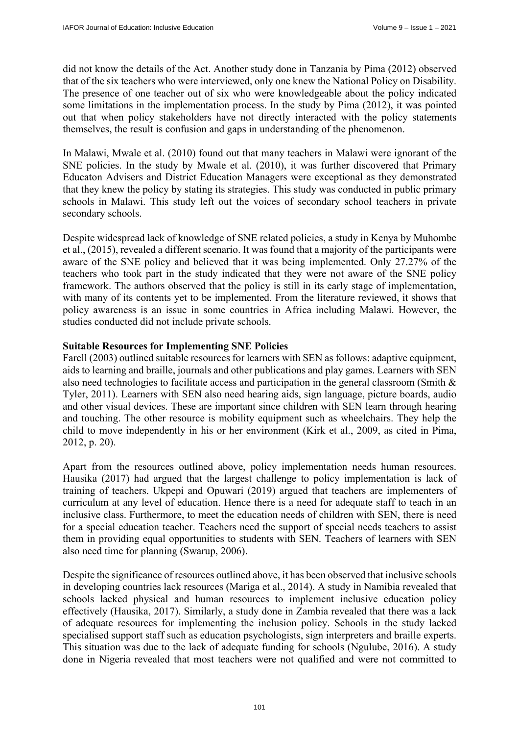did not know the details of the Act. Another study done in Tanzania by Pima (2012) observed that of the six teachers who were interviewed, only one knew the National Policy on Disability. The presence of one teacher out of six who were knowledgeable about the policy indicated some limitations in the implementation process. In the study by Pima (2012), it was pointed out that when policy stakeholders have not directly interacted with the policy statements themselves, the result is confusion and gaps in understanding of the phenomenon.

In Malawi, Mwale et al. (2010) found out that many teachers in Malawi were ignorant of the SNE policies. In the study by Mwale et al. (2010), it was further discovered that Primary Educaton Advisers and District Education Managers were exceptional as they demonstrated that they knew the policy by stating its strategies. This study was conducted in public primary schools in Malawi. This study left out the voices of secondary school teachers in private secondary schools.

Despite widespread lack of knowledge of SNE related policies, a study in Kenya by Muhombe et al., (2015), revealed a different scenario. It was found that a majority of the participants were aware of the SNE policy and believed that it was being implemented. Only 27.27% of the teachers who took part in the study indicated that they were not aware of the SNE policy framework. The authors observed that the policy is still in its early stage of implementation, with many of its contents yet to be implemented. From the literature reviewed, it shows that policy awareness is an issue in some countries in Africa including Malawi. However, the studies conducted did not include private schools.

**Suitable Resources for Implementing SNE Policies**

Farell (2003) outlined suitable resources for learners with SEN as follows: adaptive equipment, aids to learning and braille, journals and other publications and play games. Learners with SEN also need technologies to facilitate access and participation in the general classroom (Smith & Tyler, 2011). Learners with SEN also need hearing aids, sign language, picture boards, audio and other visual devices. These are important since children with SEN learn through hearing and touching. The other resource is mobility equipment such as wheelchairs. They help the child to move independently in his or her environment (Kirk et al., 2009, as cited in Pima, 2012, p. 20).

Apart from the resources outlined above, policy implementation needs human resources. Hausika (2017) had argued that the largest challenge to policy implementation is lack of training of teachers. Ukpepi and Opuwari (2019) argued that teachers are implementers of curriculum at any level of education. Hence there is a need for adequate staff to teach in an inclusive class. Furthermore, to meet the education needs of children with SEN, there is need for a special education teacher. Teachers need the support of special needs teachers to assist them in providing equal opportunities to students with SEN. Teachers of learners with SEN also need time for planning (Swarup, 2006).

Despite the significance of resources outlined above, it has been observed that inclusive schools in developing countries lack resources (Mariga et al., 2014). A study in Namibia revealed that schools lacked physical and human resources to implement inclusive education policy effectively (Hausika, 2017). Similarly, a study done in Zambia revealed that there was a lack of adequate resources for implementing the inclusion policy. Schools in the study lacked specialised support staff such as education psychologists, sign interpreters and braille experts. This situation was due to the lack of adequate funding for schools (Ngulube, 2016). A study done in Nigeria revealed that most teachers were not qualified and were not committed to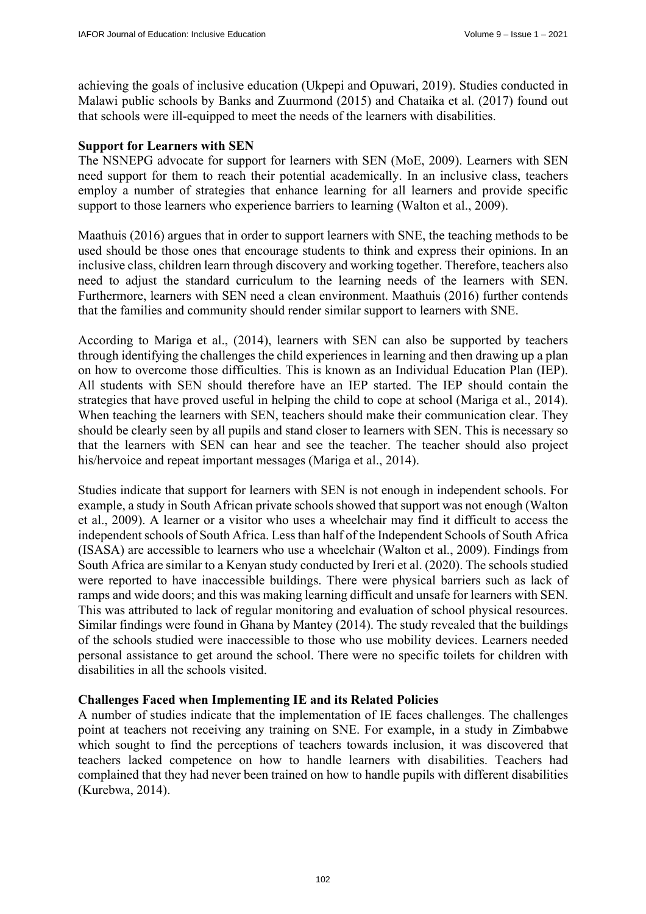achieving the goals of inclusive education (Ukpepi and Opuwari, 2019). Studies conducted in Malawi public schools by Banks and Zuurmond (2015) and Chataika et al. (2017) found out that schools were ill-equipped to meet the needs of the learners with disabilities.

**Support for Learners with SEN**

The NSNEPG advocate for support for learners with SEN (MoE, 2009). Learners with SEN need support for them to reach their potential academically. In an inclusive class, teachers employ a number of strategies that enhance learning for all learners and provide specific support to those learners who experience barriers to learning (Walton et al., 2009).

Maathuis (2016) argues that in order to support learners with SNE, the teaching methods to be used should be those ones that encourage students to think and express their opinions. In an inclusive class, children learn through discovery and working together. Therefore, teachers also need to adjust the standard curriculum to the learning needs of the learners with SEN. Furthermore, learners with SEN need a clean environment. Maathuis (2016) further contends that the families and community should render similar support to learners with SNE.

According to Mariga et al., (2014), learners with SEN can also be supported by teachers through identifying the challenges the child experiences in learning and then drawing up a plan on how to overcome those difficulties. This is known as an Individual Education Plan (IEP). All students with SEN should therefore have an IEP started. The IEP should contain the strategies that have proved useful in helping the child to cope at school (Mariga et al., 2014). When teaching the learners with SEN, teachers should make their communication clear. They should be clearly seen by all pupils and stand closer to learners with SEN. This is necessary so that the learners with SEN can hear and see the teacher. The teacher should also project his/hervoice and repeat important messages (Mariga et al., 2014).

Studies indicate that support for learners with SEN is not enough in independent schools. For example, a study in South African private schools showed that support was not enough (Walton et al., 2009). A learner or a visitor who uses a wheelchair may find it difficult to access the independent schools of South Africa. Less than half of the Independent Schools of South Africa (ISASA) are accessible to learners who use a wheelchair (Walton et al., 2009). Findings from South Africa are similar to a Kenyan study conducted by Ireri et al. (2020). The schools studied were reported to have inaccessible buildings. There were physical barriers such as lack of ramps and wide doors; and this was making learning difficult and unsafe for learners with SEN. This was attributed to lack of regular monitoring and evaluation of school physical resources. Similar findings were found in Ghana by Mantey (2014). The study revealed that the buildings of the schools studied were inaccessible to those who use mobility devices. Learners needed personal assistance to get around the school. There were no specific toilets for children with disabilities in all the schools visited.

**Challenges Faced when Implementing IE and its Related Policies**

A number of studies indicate that the implementation of IE faces challenges. The challenges point at teachers not receiving any training on SNE. For example, in a study in Zimbabwe which sought to find the perceptions of teachers towards inclusion, it was discovered that teachers lacked competence on how to handle learners with disabilities. Teachers had complained that they had never been trained on how to handle pupils with different disabilities (Kurebwa, 2014).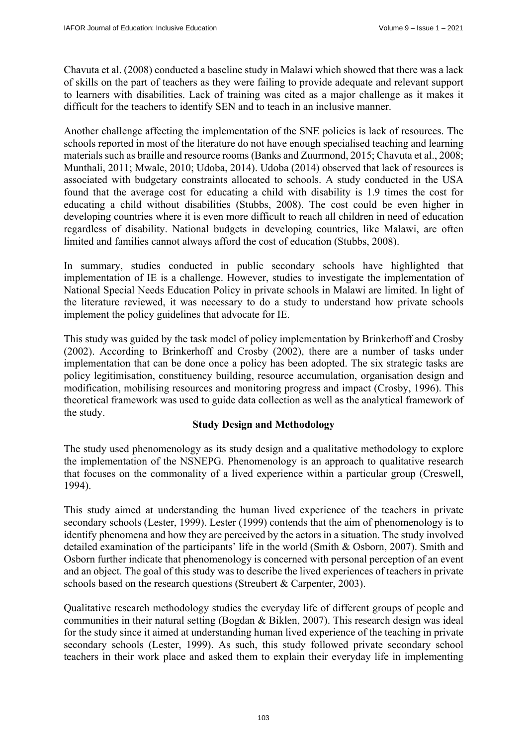Chavuta et al. (2008) conducted a baseline study in Malawi which showed that there was a lack of skills on the part of teachers as they were failing to provide adequate and relevant support to learners with disabilities. Lack of training was cited as a major challenge as it makes it difficult for the teachers to identify SEN and to teach in an inclusive manner.

Another challenge affecting the implementation of the SNE policies is lack of resources. The schools reported in most of the literature do not have enough specialised teaching and learning materials such as braille and resource rooms (Banks and Zuurmond, 2015; Chavuta et al., 2008; Munthali, 2011; Mwale, 2010; Udoba, 2014). Udoba (2014) observed that lack of resources is associated with budgetary constraints allocated to schools. A study conducted in the USA found that the average cost for educating a child with disability is 1.9 times the cost for educating a child without disabilities (Stubbs, 2008). The cost could be even higher in developing countries where it is even more difficult to reach all children in need of education regardless of disability. National budgets in developing countries, like Malawi, are often limited and families cannot always afford the cost of education (Stubbs, 2008).

In summary, studies conducted in public secondary schools have highlighted that implementation of IE is a challenge. However, studies to investigate the implementation of National Special Needs Education Policy in private schools in Malawi are limited. In light of the literature reviewed, it was necessary to do a study to understand how private schools implement the policy guidelines that advocate for IE.

This study was guided by the task model of policy implementation by Brinkerhoff and Crosby (2002). According to Brinkerhoff and Crosby (2002), there are a number of tasks under implementation that can be done once a policy has been adopted. The six strategic tasks are policy legitimisation, constituency building, resource accumulation, organisation design and modification, mobilising resources and monitoring progress and impact (Crosby, 1996). This theoretical framework was used to guide data collection as well as the analytical framework of the study.

## Study Design and Methodology

The study used phenomenology as its study design and a qualitative methodology to explore the implementation of the NSNEPG. Phenomenology is an approach to qualitative research that focuses on the commonality of a lived experience within a particular group (Creswell, 1994).

This study aimed at understanding the human lived experience of the teachers in private secondary schools (Lester, 1999). Lester (1999) contends that the aim of phenomenology is to identify phenomena and how they are perceived by the actors in a situation. The study involved detailed examination of the participants' life in the world (Smith & Osborn, 2007). Smith and Osborn further indicate that phenomenology is concerned with personal perception of an event and an object. The goal of this study was to describe the lived experiences of teachers in private schools based on the research questions (Streubert & Carpenter, 2003).

Qualitative research methodology studies the everyday life of different groups of people and communities in their natural setting (Bogdan & Biklen, 2007). This research design was ideal for the study since it aimed at understanding human lived experience of the teaching in private secondary schools (Lester, 1999). As such, this study followed private secondary school teachers in their work place and asked them to explain their everyday life in implementing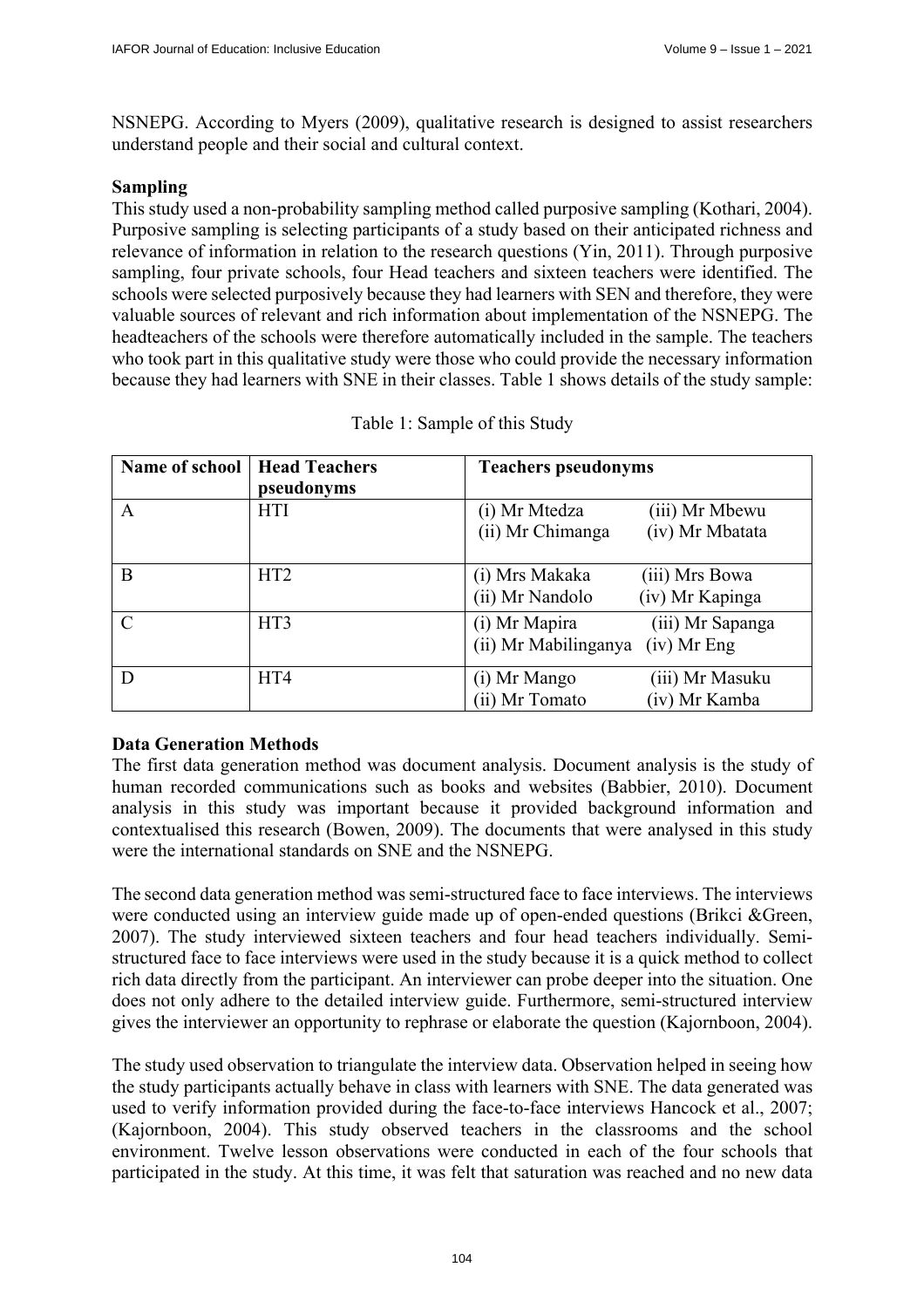NSNEPG. According to Myers (2009), qualitative research is designed to assist researchers understand people and their social and cultural context.

**Sampling**

This study used a non-probability sampling method called purposive sampling (Kothari, 2004). Purposive sampling is selecting participants of a study based on their anticipated richness and relevance of information in relation to the research questions (Yin, 2011). Through purposive sampling, four private schools, four Head teachers and sixteen teachers were identified. The schools were selected purposively because they had learners with SEN and therefore, they were valuable sources of relevant and rich information about implementation of the NSNEPG. The headteachers of the schools were therefore automatically included in the sample. The teachers who took part in this qualitative study were those who could provide the necessary information because they had learners with SNE in their classes. Table 1 shows details of the study sample:

Table 1: Sample of this Study

| Name of school | Head Teachers pseudonyms | Teachers pseudonyms |
|---|---|---|
| A | HTI | (i) Mr Mtedza (iii) Mr Mbewu<br>(ii) Mr Chimanga (iv) Mr Mbatata |
| B | HT2 | (i) Mrs Makaka (iii) Mrs Bowa<br>(ii) Mr Nandolo (iv) Mr Kapinga |
| C | HT3 | (i) Mr Mapira (iii) Mr Sapanga<br>(ii) Mr Mabilinganya (iv) Mr Eng |
| D | HT4 | (i) Mr Mango (iii) Mr Masuku<br>(ii) Mr Tomato (iv) Mr Kamba |

**Data Generation Methods**

The first data generation method was document analysis. Document analysis is the study of human recorded communications such as books and websites (Babbier, 2010). Document analysis in this study was important because it provided background information and contextualised this research (Bowen, 2009). The documents that were analysed in this study were the international standards on SNE and the NSNEPG.

The second data generation method was semi-structured face to face interviews. The interviews were conducted using an interview guide made up of open-ended questions (Brikci &Green, 2007). The study interviewed sixteen teachers and four head teachers individually. Semi-structured face to face interviews were used in the study because it is a quick method to collect rich data directly from the participant. An interviewer can probe deeper into the situation. One does not only adhere to the detailed interview guide. Furthermore, semi-structured interview gives the interviewer an opportunity to rephrase or elaborate the question (Kajornboon, 2004).

The study used observation to triangulate the interview data. Observation helped in seeing how the study participants actually behave in class with learners with SNE. The data generated was used to verify information provided during the face-to-face interviews Hancock et al., 2007; (Kajornboon, 2004). This study observed teachers in the classrooms and the school environment. Twelve lesson observations were conducted in each of the four schools that participated in the study. At this time, it was felt that saturation was reached and no new data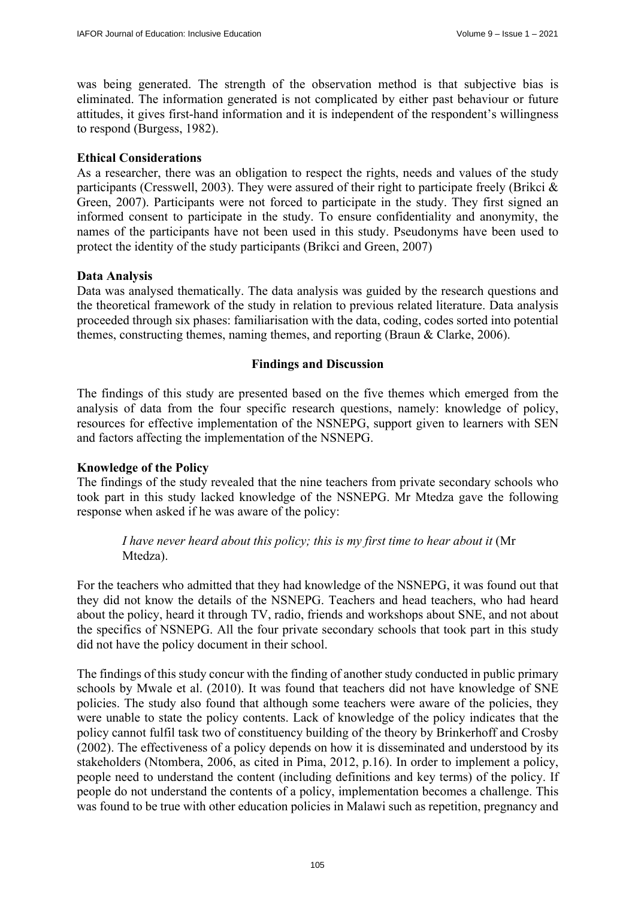was being generated. The strength of the observation method is that subjective bias is eliminated. The information generated is not complicated by either past behaviour or future attitudes, it gives first-hand information and it is independent of the respondent's willingness to respond (Burgess, 1982).

### Ethical Considerations

As a researcher, there was an obligation to respect the rights, needs and values of the study participants (Cresswell, 2003). They were assured of their right to participate freely (Brikci & Green, 2007). Participants were not forced to participate in the study. They first signed an informed consent to participate in the study. To ensure confidentiality and anonymity, the names of the participants have not been used in this study. Pseudonyms have been used to protect the identity of the study participants (Brikci and Green, 2007)

### Data Analysis

Data was analysed thematically. The data analysis was guided by the research questions and the theoretical framework of the study in relation to previous related literature. Data analysis proceeded through six phases: familiarisation with the data, coding, codes sorted into potential themes, constructing themes, naming themes, and reporting (Braun & Clarke, 2006).

## Findings and Discussion

The findings of this study are presented based on the five themes which emerged from the analysis of data from the four specific research questions, namely: knowledge of policy, resources for effective implementation of the NSNEPG, support given to learners with SEN and factors affecting the implementation of the NSNEPG.

### Knowledge of the Policy

The findings of the study revealed that the nine teachers from private secondary schools who took part in this study lacked knowledge of the NSNEPG. Mr Mtedza gave the following response when asked if he was aware of the policy:

> *I have never heard about this policy; this is my first time to hear about it* (Mr Mtedza).

For the teachers who admitted that they had knowledge of the NSNEPG, it was found out that they did not know the details of the NSNEPG. Teachers and head teachers, who had heard about the policy, heard it through TV, radio, friends and workshops about SNE, and not about the specifics of NSNEPG. All the four private secondary schools that took part in this study did not have the policy document in their school.

The findings of this study concur with the finding of another study conducted in public primary schools by Mwale et al. (2010). It was found that teachers did not have knowledge of SNE policies. The study also found that although some teachers were aware of the policies, they were unable to state the policy contents. Lack of knowledge of the policy indicates that the policy cannot fulfil task two of constituency building of the theory by Brinkerhoff and Crosby (2002). The effectiveness of a policy depends on how it is disseminated and understood by its stakeholders (Ntombera, 2006, as cited in Pima, 2012, p.16). In order to implement a policy, people need to understand the content (including definitions and key terms) of the policy. If people do not understand the contents of a policy, implementation becomes a challenge. This was found to be true with other education policies in Malawi such as repetition, pregnancy and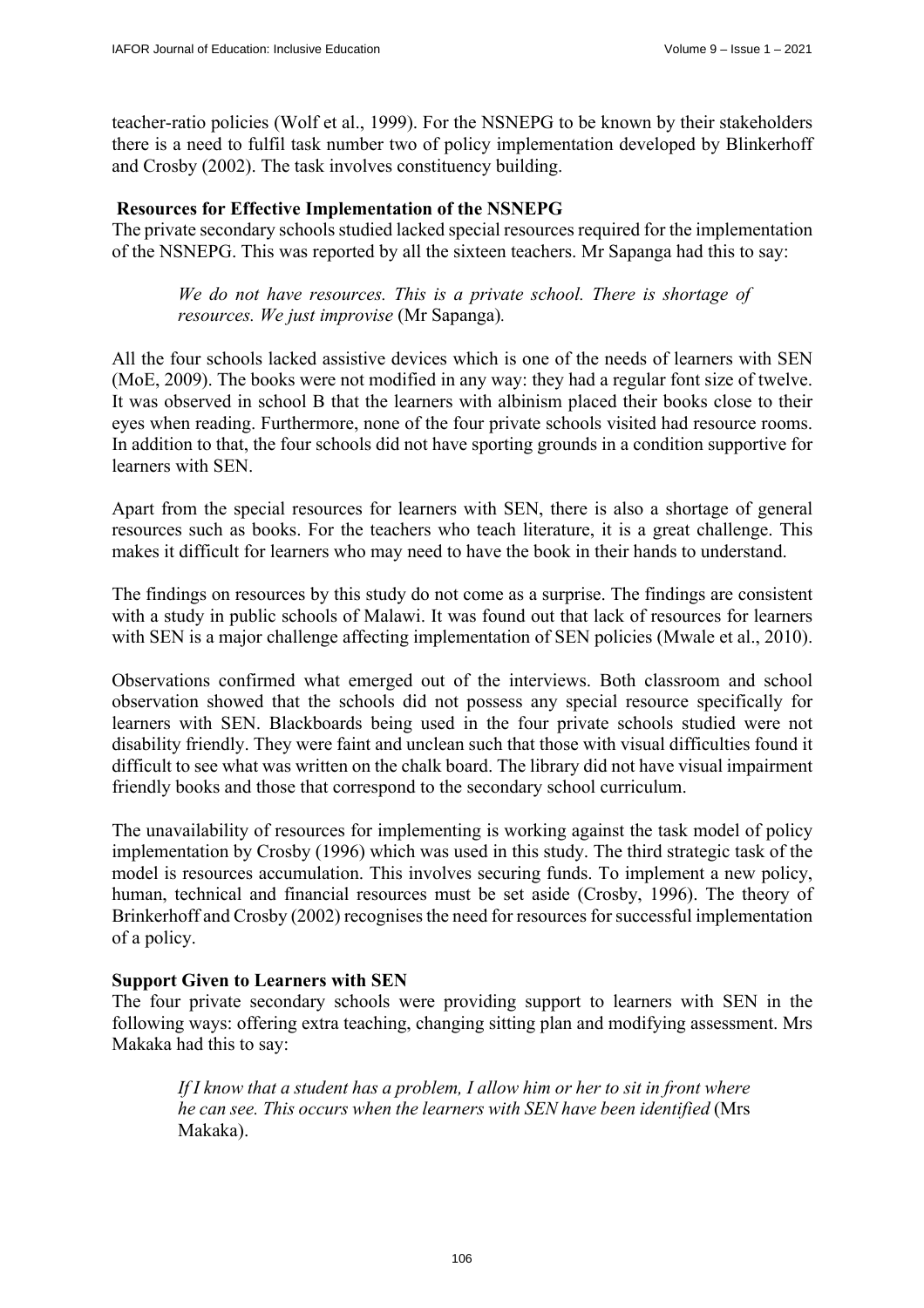teacher-ratio policies (Wolf et al., 1999). For the NSNEPG to be known by their stakeholders there is a need to fulfil task number two of policy implementation developed by Blinkerhoff and Crosby (2002). The task involves constituency building.

### Resources for Effective Implementation of the NSNEPG

The private secondary schools studied lacked special resources required for the implementation of the NSNEPG. This was reported by all the sixteen teachers. Mr Sapanga had this to say:

> *We do not have resources. This is a private school. There is shortage of resources. We just improvise* (Mr Sapanga).

All the four schools lacked assistive devices which is one of the needs of learners with SEN (MoE, 2009). The books were not modified in any way: they had a regular font size of twelve. It was observed in school B that the learners with albinism placed their books close to their eyes when reading. Furthermore, none of the four private schools visited had resource rooms. In addition to that, the four schools did not have sporting grounds in a condition supportive for learners with SEN.

Apart from the special resources for learners with SEN, there is also a shortage of general resources such as books. For the teachers who teach literature, it is a great challenge. This makes it difficult for learners who may need to have the book in their hands to understand.

The findings on resources by this study do not come as a surprise. The findings are consistent with a study in public schools of Malawi. It was found out that lack of resources for learners with SEN is a major challenge affecting implementation of SEN policies (Mwale et al., 2010).

Observations confirmed what emerged out of the interviews. Both classroom and school observation showed that the schools did not possess any special resource specifically for learners with SEN. Blackboards being used in the four private schools studied were not disability friendly. They were faint and unclean such that those with visual difficulties found it difficult to see what was written on the chalk board. The library did not have visual impairment friendly books and those that correspond to the secondary school curriculum.

The unavailability of resources for implementing is working against the task model of policy implementation by Crosby (1996) which was used in this study. The third strategic task of the model is resources accumulation. This involves securing funds. To implement a new policy, human, technical and financial resources must be set aside (Crosby, 1996). The theory of Brinkerhoff and Crosby (2002) recognises the need for resources for successful implementation of a policy.

### Support Given to Learners with SEN

The four private secondary schools were providing support to learners with SEN in the following ways: offering extra teaching, changing sitting plan and modifying assessment. Mrs Makaka had this to say:

> *If I know that a student has a problem, I allow him or her to sit in front where he can see. This occurs when the learners with SEN have been identified* (Mrs Makaka).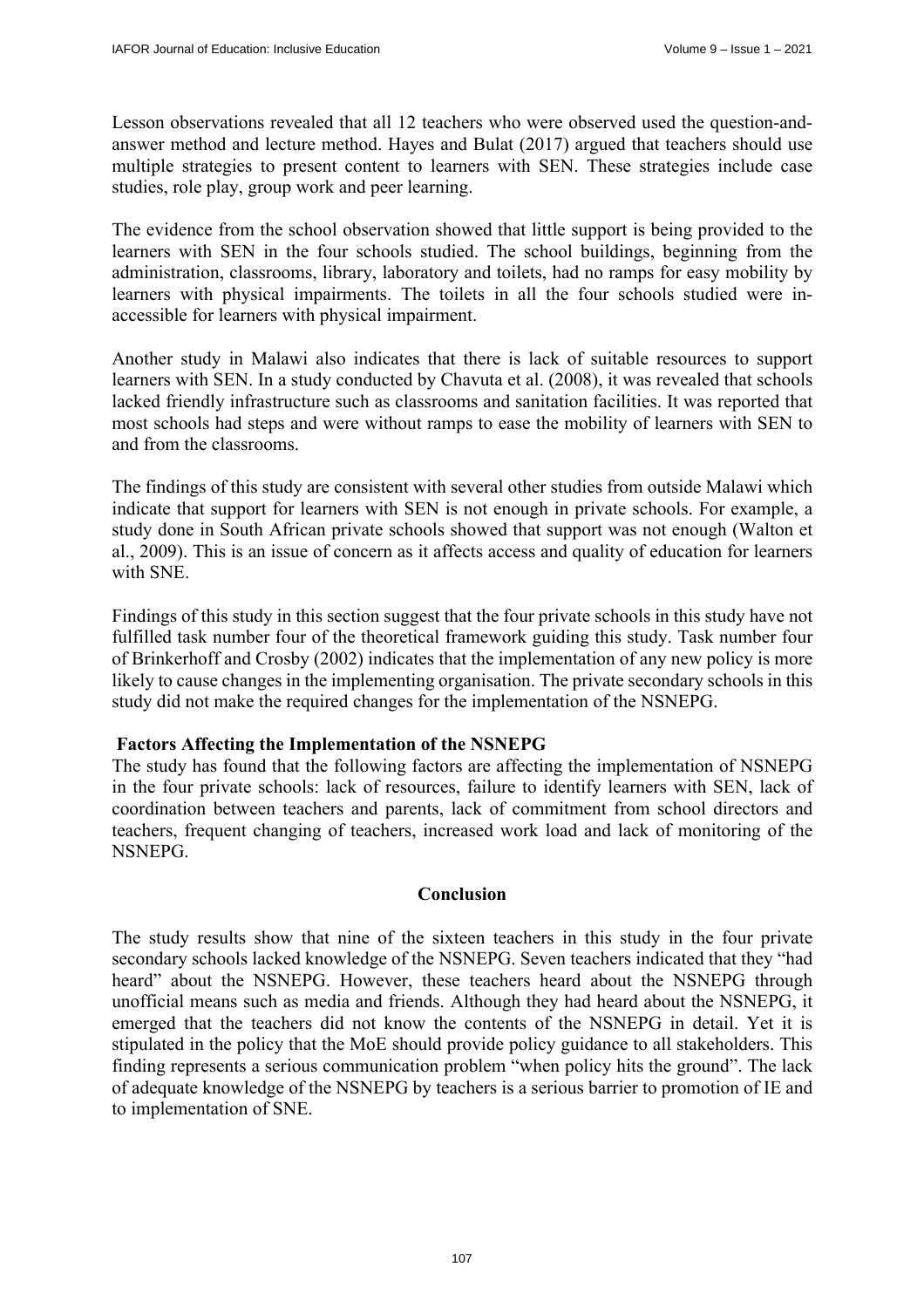Lesson observations revealed that all 12 teachers who were observed used the question-and-answer method and lecture method. Hayes and Bulat (2017) argued that teachers should use multiple strategies to present content to learners with SEN. These strategies include case studies, role play, group work and peer learning.

The evidence from the school observation showed that little support is being provided to the learners with SEN in the four schools studied. The school buildings, beginning from the administration, classrooms, library, laboratory and toilets, had no ramps for easy mobility by learners with physical impairments. The toilets in all the four schools studied were in-accessible for learners with physical impairment.

Another study in Malawi also indicates that there is lack of suitable resources to support learners with SEN. In a study conducted by Chavuta et al. (2008), it was revealed that schools lacked friendly infrastructure such as classrooms and sanitation facilities. It was reported that most schools had steps and were without ramps to ease the mobility of learners with SEN to and from the classrooms.

The findings of this study are consistent with several other studies from outside Malawi which indicate that support for learners with SEN is not enough in private schools. For example, a study done in South African private schools showed that support was not enough (Walton et al., 2009). This is an issue of concern as it affects access and quality of education for learners with SNE.

Findings of this study in this section suggest that the four private schools in this study have not fulfilled task number four of the theoretical framework guiding this study. Task number four of Brinkerhoff and Crosby (2002) indicates that the implementation of any new policy is more likely to cause changes in the implementing organisation. The private secondary schools in this study did not make the required changes for the implementation of the NSNEPG.

### Factors Affecting the Implementation of the NSNEPG

The study has found that the following factors are affecting the implementation of NSNEPG in the four private schools: lack of resources, failure to identify learners with SEN, lack of coordination between teachers and parents, lack of commitment from school directors and teachers, frequent changing of teachers, increased work load and lack of monitoring of the NSNEPG.

## Conclusion

The study results show that nine of the sixteen teachers in this study in the four private secondary schools lacked knowledge of the NSNEPG. Seven teachers indicated that they "had heard" about the NSNEPG. However, these teachers heard about the NSNEPG through unofficial means such as media and friends. Although they had heard about the NSNEPG, it emerged that the teachers did not know the contents of the NSNEPG in detail. Yet it is stipulated in the policy that the MoE should provide policy guidance to all stakeholders. This finding represents a serious communication problem "when policy hits the ground". The lack of adequate knowledge of the NSNEPG by teachers is a serious barrier to promotion of IE and to implementation of SNE.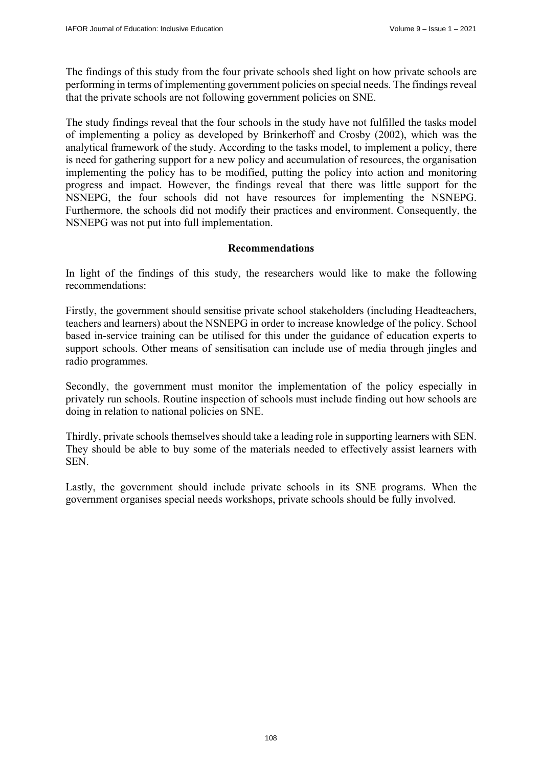The findings of this study from the four private schools shed light on how private schools are performing in terms of implementing government policies on special needs. The findings reveal that the private schools are not following government policies on SNE.

The study findings reveal that the four schools in the study have not fulfilled the tasks model of implementing a policy as developed by Brinkerhoff and Crosby (2002), which was the analytical framework of the study. According to the tasks model, to implement a policy, there is need for gathering support for a new policy and accumulation of resources, the organisation implementing the policy has to be modified, putting the policy into action and monitoring progress and impact. However, the findings reveal that there was little support for the NSNEPG, the four schools did not have resources for implementing the NSNEPG. Furthermore, the schools did not modify their practices and environment. Consequently, the NSNEPG was not put into full implementation.

## Recommendations

In light of the findings of this study, the researchers would like to make the following recommendations:

Firstly, the government should sensitise private school stakeholders (including Headteachers, teachers and learners) about the NSNEPG in order to increase knowledge of the policy. School based in-service training can be utilised for this under the guidance of education experts to support schools. Other means of sensitisation can include use of media through jingles and radio programmes.

Secondly, the government must monitor the implementation of the policy especially in privately run schools. Routine inspection of schools must include finding out how schools are doing in relation to national policies on SNE.

Thirdly, private schools themselves should take a leading role in supporting learners with SEN. They should be able to buy some of the materials needed to effectively assist learners with SEN.

Lastly, the government should include private schools in its SNE programs. When the government organises special needs workshops, private schools should be fully involved.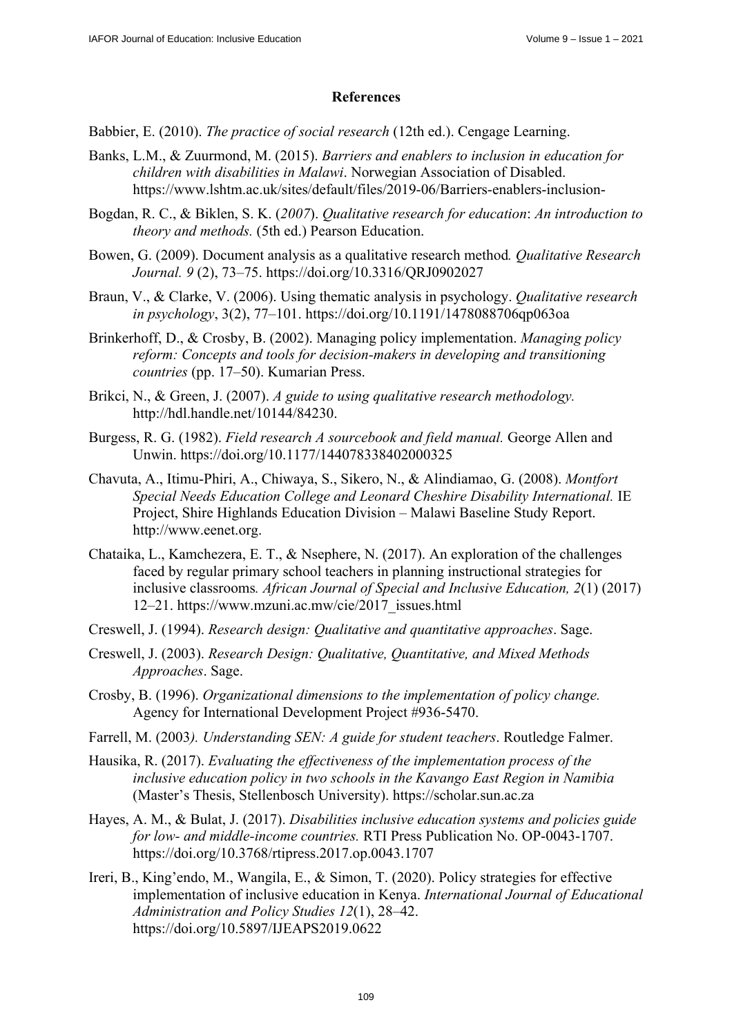## References

Babbier, E. (2010). *The practice of social research* (12th ed.). Cengage Learning.

Banks, L.M., & Zuurmond, M. (2015). *Barriers and enablers to inclusion in education for children with disabilities in Malawi*. Norwegian Association of Disabled. https://www.lshtm.ac.uk/sites/default/files/2019-06/Barriers-enablers-inclusion-

Bogdan, R. C., & Biklen, S. K. (*2007*). *Qualitative research for education*: *An introduction to theory and methods.* (5th ed.) Pearson Education.

Bowen, G. (2009). Document analysis as a qualitative research method*. Qualitative Research Journal. 9* (2), 73–75. https://doi.org/10.3316/QRJ0902027

Braun, V., & Clarke, V. (2006). Using thematic analysis in psychology. *Qualitative research in psychology*, 3(2), 77–101. https://doi.org/10.1191/1478088706qp063oa

Brinkerhoff, D., & Crosby, B. (2002). Managing policy implementation. *Managing policy reform: Concepts and tools for decision-makers in developing and transitioning countries* (pp. 17–50). Kumarian Press.

Brikci, N., & Green, J. (2007). *A guide to using qualitative research methodology.* http://hdl.handle.net/10144/84230.

Burgess, R. G. (1982). *Field research A sourcebook and field manual.* George Allen and Unwin. https://doi.org/10.1177/144078338402000325

Chavuta, A., Itimu-Phiri, A., Chiwaya, S., Sikero, N., & Alindiamao, G. (2008). *Montfort Special Needs Education College and Leonard Cheshire Disability International.* IE Project, Shire Highlands Education Division – Malawi Baseline Study Report. http://www.eenet.org.

Chataika, L., Kamchezera, E. T., & Nsephere, N. (2017). An exploration of the challenges faced by regular primary school teachers in planning instructional strategies for inclusive classrooms*. African Journal of Special and Inclusive Education, 2*(1) (2017) 12–21. https://www.mzuni.ac.mw/cie/2017_issues.html

Creswell, J. (1994). *Research design: Qualitative and quantitative approaches*. Sage.

Creswell, J. (2003). *Research Design: Qualitative, Quantitative, and Mixed Methods Approaches*. Sage.

Crosby, B. (1996). *Organizational dimensions to the implementation of policy change.* Agency for International Development Project #936-5470.

Farrell, M. (2003*). Understanding SEN: A guide for student teachers*. Routledge Falmer.

Hausika, R. (2017). *Evaluating the effectiveness of the implementation process of the inclusive education policy in two schools in the Kavango East Region in Namibia* (Master's Thesis, Stellenbosch University). https://scholar.sun.ac.za

Hayes, A. M., & Bulat, J. (2017). *Disabilities inclusive education systems and policies guide for low- and middle-income countries.* RTI Press Publication No. OP-0043-1707. https://doi.org/10.3768/rtipress.2017.op.0043.1707

Ireri, B., King'endo, M., Wangila, E., & Simon, T. (2020). Policy strategies for effective implementation of inclusive education in Kenya. *International Journal of Educational Administration and Policy Studies 12*(1), 28–42. https://doi.org/10.5897/IJEAPS2019.0622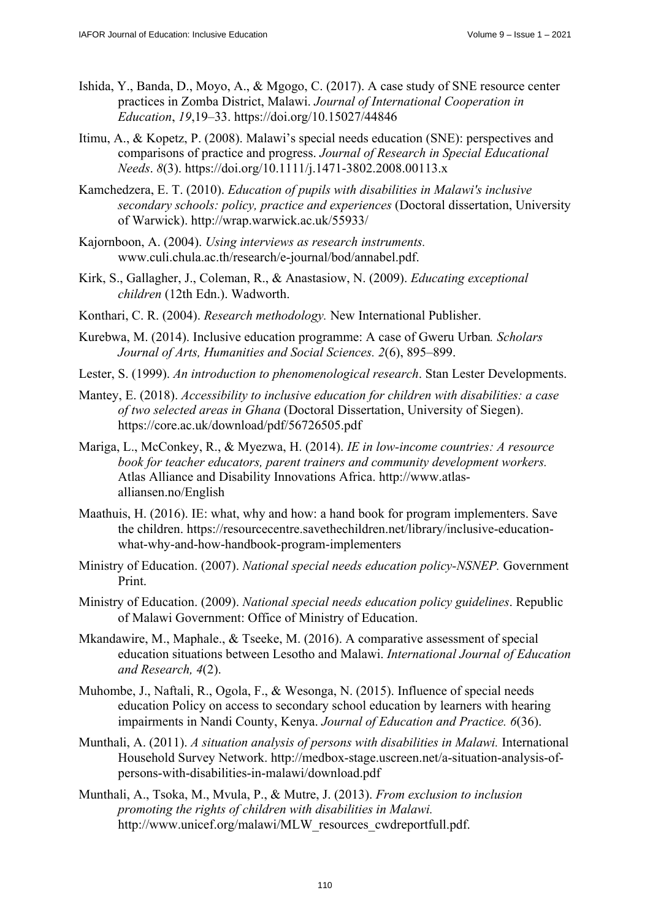Ishida, Y., Banda, D., Moyo, A., & Mgogo, C. (2017). A case study of SNE resource center practices in Zomba District, Malawi. *Journal of International Cooperation in Education*, *19*,19–33. https://doi.org/10.15027/44846

Itimu, A., & Kopetz, P. (2008). Malawi's special needs education (SNE): perspectives and comparisons of practice and progress. *Journal of Research in Special Educational Needs*. *8*(3). https://doi.org/10.1111/j.1471-3802.2008.00113.x

Kamchedzera, E. T. (2010). *Education of pupils with disabilities in Malawi's inclusive secondary schools: policy, practice and experiences* (Doctoral dissertation, University of Warwick). http://wrap.warwick.ac.uk/55933/

Kajornboon, A. (2004). *Using interviews as research instruments.* www.culi.chula.ac.th/research/e-journal/bod/annabel.pdf.

Kirk, S., Gallagher, J., Coleman, R., & Anastasiow, N. (2009). *Educating exceptional children* (12th Edn.). Wadworth.

Konthari, C. R. (2004). *Research methodology.* New International Publisher.

Kurebwa, M. (2014). Inclusive education programme: A case of Gweru Urban*. Scholars Journal of Arts, Humanities and Social Sciences. 2*(6), 895–899.

Lester, S. (1999). *An introduction to phenomenological research*. Stan Lester Developments.

Mantey, E. (2018). *Accessibility to inclusive education for children with disabilities: a case of two selected areas in Ghana* (Doctoral Dissertation, University of Siegen). https://core.ac.uk/download/pdf/56726505.pdf

Mariga, L., McConkey, R., & Myezwa, H. (2014). *IE in low-income countries: A resource book for teacher educators, parent trainers and community development workers.* Atlas Alliance and Disability Innovations Africa. http://www.atlas-alliansen.no/English

Maathuis, H. (2016). IE: what, why and how: a hand book for program implementers. Save the children. https://resourcentre.savethechildren.net/library/inclusive-education-what-why-and-how-handbook-program-implementers

Ministry of Education. (2007). *National special needs education policy-NSNEP.* Government Print.

Ministry of Education. (2009). *National special needs education policy guidelines*. Republic of Malawi Government: Office of Ministry of Education.

Mkandawire, M., Maphale., & Tseeke, M. (2016). A comparative assessment of special education situations between Lesotho and Malawi. *International Journal of Education and Research, 4*(2).

Muhombe, J., Naftali, R., Ogola, F., & Wesonga, N. (2015). Influence of special needs education Policy on access to secondary school education by learners with hearing impairments in Nandi County, Kenya. *Journal of Education and Practice. 6*(36).

Munthali, A. (2011). *A situation analysis of persons with disabilities in Malawi.* International Household Survey Network. http://medbox-stage.uscreen.net/a-situation-analysis-of-persons-with-disabilities-in-malawi/download.pdf

Munthali, A., Tsoka, M., Mvula, P., & Mutre, J. (2013). *From exclusion to inclusion promoting the rights of children with disabilities in Malawi.* http://www.unicef.org/malawi/MLW_resources_cwdreportfull.pdf.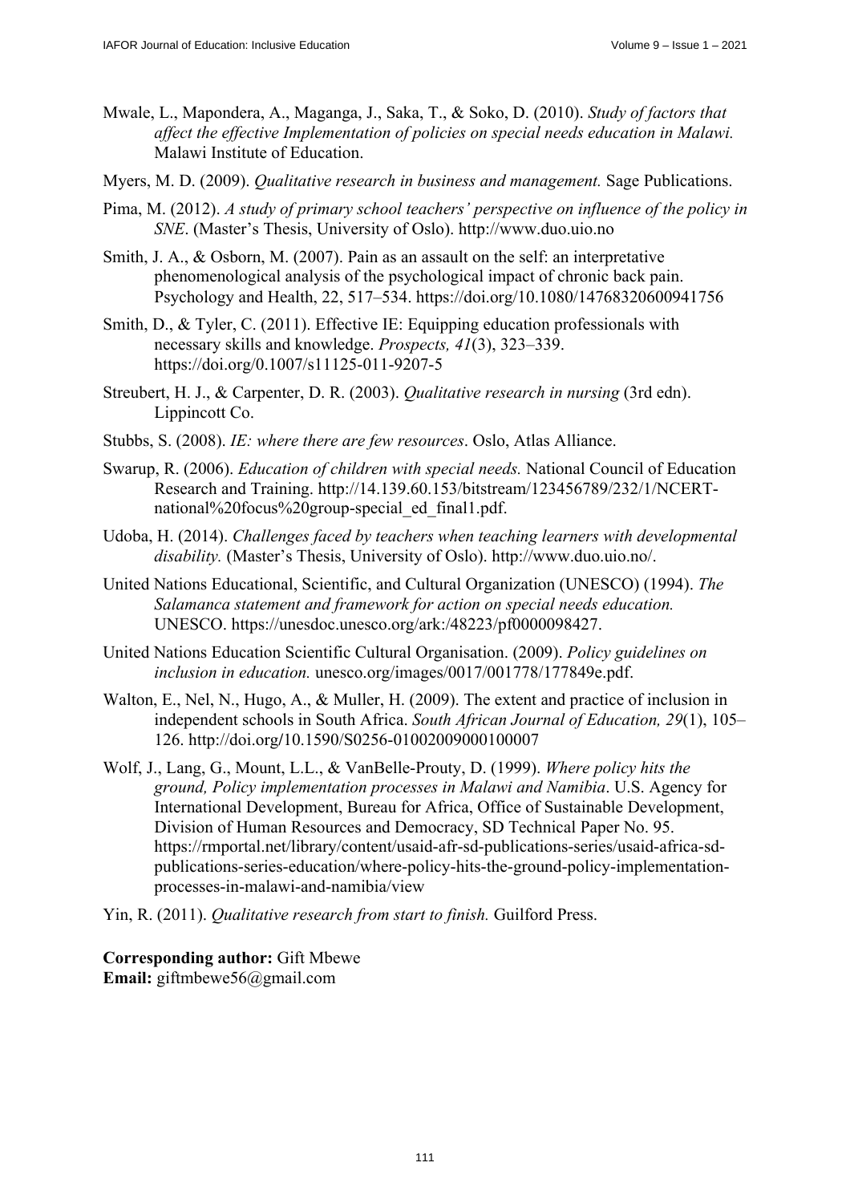Mwale, L., Mapondera, A., Maganga, J., Saka, T., & Soko, D. (2010). *Study of factors that affect the effective Implementation of policies on special needs education in Malawi.* Malawi Institute of Education.

Myers, M. D. (2009). *Qualitative research in business and management.* Sage Publications.

Pima, M. (2012). *A study of primary school teachers' perspective on influence of the policy in SNE*. (Master's Thesis, University of Oslo). http://www.duo.uio.no

Smith, J. A., & Osborn, M. (2007). Pain as an assault on the self: an interpretative phenomenological analysis of the psychological impact of chronic back pain. Psychology and Health, 22, 517–534. https://doi.org/10.1080/14768320600941756

Smith, D., & Tyler, C. (2011). Effective IE: Equipping education professionals with necessary skills and knowledge. *Prospects, 41*(3), 323–339. https://doi.org/0.1007/s11125-011-9207-5

Streubert, H. J., & Carpenter, D. R. (2003). *Qualitative research in nursing* (3rd edn). Lippincott Co.

Stubbs, S. (2008). *IE: where there are few resources*. Oslo, Atlas Alliance.

Swarup, R. (2006). *Education of children with special needs.* National Council of Education Research and Training. http://14.139.60.153/bitstream/123456789/232/1/NCERT-national%20focus%20group-special_ed_final1.pdf.

Udoba, H. (2014). *Challenges faced by teachers when teaching learners with developmental disability.* (Master's Thesis, University of Oslo). http://www.duo.uio.no/.

United Nations Educational, Scientific, and Cultural Organization (UNESCO) (1994). *The Salamanca statement and framework for action on special needs education.* UNESCO. https://unesdoc.unesco.org/ark:/48223/pf0000098427.

United Nations Education Scientific Cultural Organisation. (2009). *Policy guidelines on inclusion in education.* unesco.org/images/0017/001778/177849e.pdf.

Walton, E., Nel, N., Hugo, A., & Muller, H. (2009). The extent and practice of inclusion in independent schools in South Africa. *South African Journal of Education, 29*(1), 105–126. http://doi.org/10.1590/S0256-01002009000100007

Wolf, J., Lang, G., Mount, L.L., & VanBelle-Prouty, D. (1999). *Where policy hits the ground, Policy implementation processes in Malawi and Namibia*. U.S. Agency for International Development, Bureau for Africa, Office of Sustainable Development, Division of Human Resources and Democracy, SD Technical Paper No. 95. https://rmportal.net/library/content/usaid-afr-sd-publications-series/usaid-africa-sd-publications-series-education/where-policy-hits-the-ground-policy-implementation-processes-in-malawi-and-namibia/view

Yin, R. (2011). *Qualitative research from start to finish.* Guilford Press.

**Corresponding author:** Gift Mbewe
**Email:** giftmbewe56@gmail.com